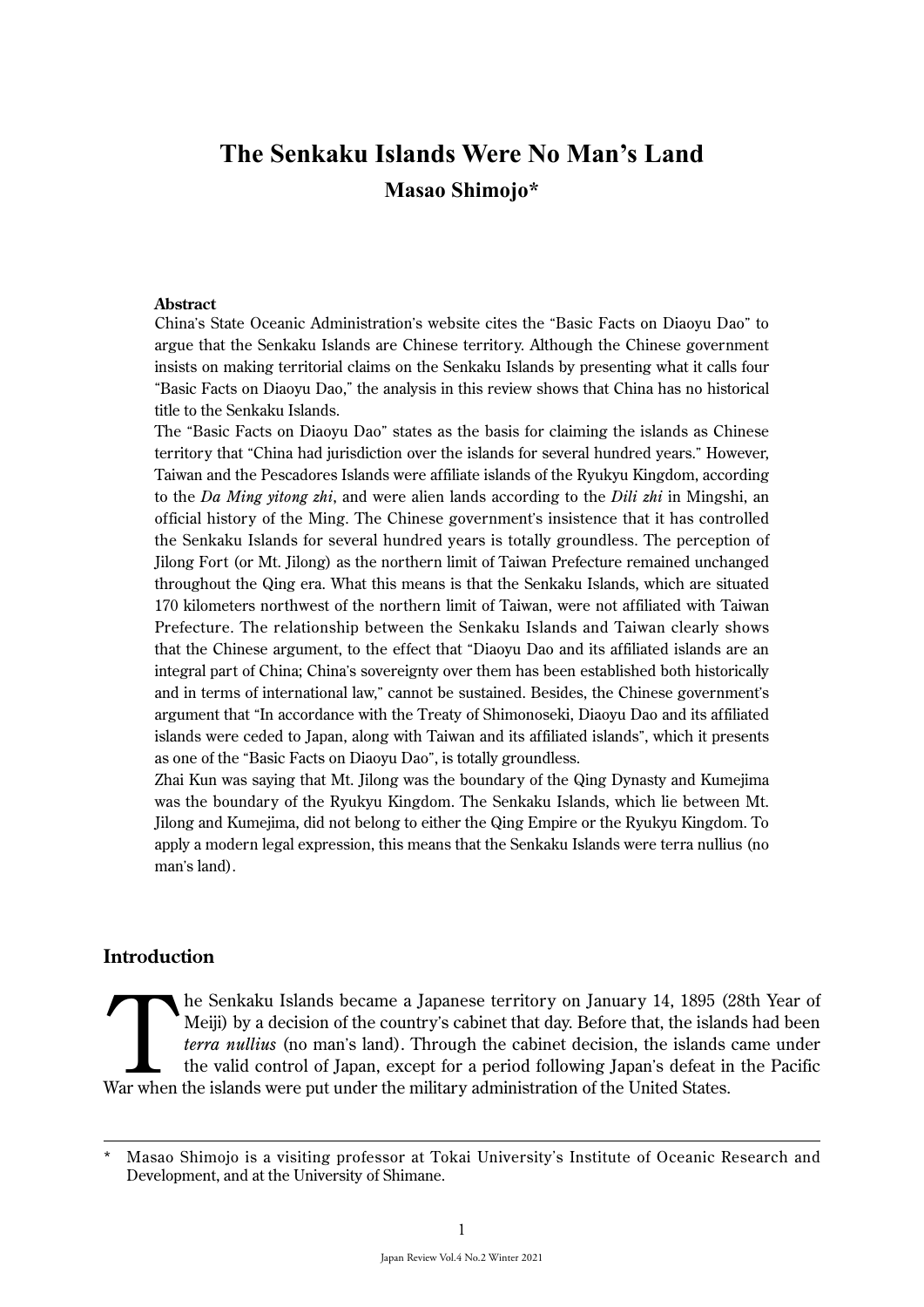# The Senkaku Islands Were No Man's Land

**Masao Shimojo***

**Abstract**

China's State Oceanic Administration's website cites the "Basic Facts on Diaoyu Dao" to argue that the Senkaku Islands are Chinese territory. Although the Chinese government insists on making territorial claims on the Senkaku Islands by presenting what it calls four "Basic Facts on Diaoyu Dao," the analysis in this review shows that China has no historical title to the Senkaku Islands.

The "Basic Facts on Diaoyu Dao" states as the basis for claiming the islands as Chinese territory that "China had jurisdiction over the islands for several hundred years." However, Taiwan and the Pescadores Islands were affiliate islands of the Ryukyu Kingdom, according to the *Da Ming yitong zhi*, and were alien lands according to the *Dili zhi* in Mingshi, an official history of the Ming. The Chinese government's insistence that it has controlled the Senkaku Islands for several hundred years is totally groundless. The perception of Jilong Fort (or Mt. Jilong) as the northern limit of Taiwan Prefecture remained unchanged throughout the Qing era. What this means is that the Senkaku Islands, which are situated 170 kilometers northwest of the northern limit of Taiwan, were not affiliated with Taiwan Prefecture. The relationship between the Senkaku Islands and Taiwan clearly shows that the Chinese argument, to the effect that "Diaoyu Dao and its affiliated islands are an integral part of China; China's sovereignty over them has been established both historically and in terms of international law," cannot be sustained. Besides, the Chinese government's argument that "In accordance with the Treaty of Shimonoseki, Diaoyu Dao and its affiliated islands were ceded to Japan, along with Taiwan and its affiliated islands", which it presents as one of the "Basic Facts on Diaoyu Dao", is totally groundless.

Zhai Kun was saying that Mt. Jilong was the boundary of the Qing Dynasty and Kumejima was the boundary of the Ryukyu Kingdom. The Senkaku Islands, which lie between Mt. Jilong and Kumejima, did not belong to either the Qing Empire or the Ryukyu Kingdom. To apply a modern legal expression, this means that the Senkaku Islands were terra nullius (no man's land).

## Introduction

The Senkaku Islands became a Japanese territory on January 14, 1895 (28th Year of Meiji) by a decision of the country's cabinet that day. Before that, the islands had been *terra nullius* (no man's land). Through the cabinet decision, the islands came under the valid control of Japan, except for a period following Japan's defeat in the Pacific War when the islands were put under the military administration of the United States.

---

\* Masao Shimojo is a visiting professor at Tokai University's Institute of Oceanic Research and Development, and at the University of Shimane.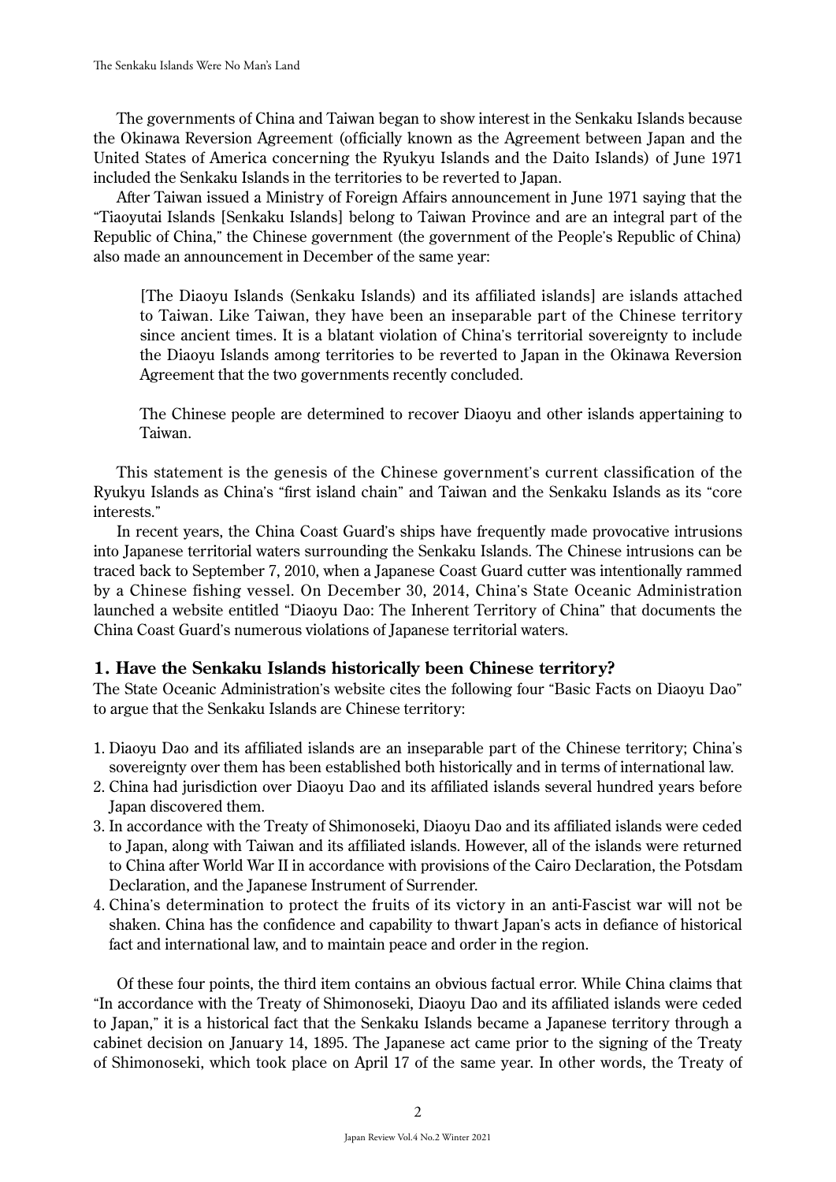The governments of China and Taiwan began to show interest in the Senkaku Islands because the Okinawa Reversion Agreement (officially known as the Agreement between Japan and the United States of America concerning the Ryukyu Islands and the Daito Islands) of June 1971 included the Senkaku Islands in the territories to be reverted to Japan.

After Taiwan issued a Ministry of Foreign Affairs announcement in June 1971 saying that the "Tiaoyutai Islands [Senkaku Islands] belong to Taiwan Province and are an integral part of the Republic of China," the Chinese government (the government of the People's Republic of China) also made an announcement in December of the same year:

> [The Diaoyu Islands (Senkaku Islands) and its affiliated islands] are islands attached to Taiwan. Like Taiwan, they have been an inseparable part of the Chinese territory since ancient times. It is a blatant violation of China's territorial sovereignty to include the Diaoyu Islands among territories to be reverted to Japan in the Okinawa Reversion Agreement that the two governments recently concluded.
>
> The Chinese people are determined to recover Diaoyu and other islands appertaining to Taiwan.

This statement is the genesis of the Chinese government's current classification of the Ryukyu Islands as China's "first island chain" and Taiwan and the Senkaku Islands as its "core interests."

In recent years, the China Coast Guard's ships have frequently made provocative intrusions into Japanese territorial waters surrounding the Senkaku Islands. The Chinese intrusions can be traced back to September 7, 2010, when a Japanese Coast Guard cutter was intentionally rammed by a Chinese fishing vessel. On December 30, 2014, China's State Oceanic Administration launched a website entitled "Diaoyu Dao: The Inherent Territory of China" that documents the China Coast Guard's numerous violations of Japanese territorial waters.

## 1. Have the Senkaku Islands historically been Chinese territory?

The State Oceanic Administration's website cites the following four "Basic Facts on Diaoyu Dao" to argue that the Senkaku Islands are Chinese territory:

1. Diaoyu Dao and its affiliated islands are an inseparable part of the Chinese territory; China's sovereignty over them has been established both historically and in terms of international law.
2. China had jurisdiction over Diaoyu Dao and its affiliated islands several hundred years before Japan discovered them.
3. In accordance with the Treaty of Shimonoseki, Diaoyu Dao and its affiliated islands were ceded to Japan, along with Taiwan and its affiliated islands. However, all of the islands were returned to China after World War II in accordance with provisions of the Cairo Declaration, the Potsdam Declaration, and the Japanese Instrument of Surrender.
4. China's determination to protect the fruits of its victory in an anti-Fascist war will not be shaken. China has the confidence and capability to thwart Japan's acts in defiance of historical fact and international law, and to maintain peace and order in the region.

Of these four points, the third item contains an obvious factual error. While China claims that "In accordance with the Treaty of Shimonoseki, Diaoyu Dao and its affiliated islands were ceded to Japan," it is a historical fact that the Senkaku Islands became a Japanese territory through a cabinet decision on January 14, 1895. The Japanese act came prior to the signing of the Treaty of Shimonoseki, which took place on April 17 of the same year. In other words, the Treaty of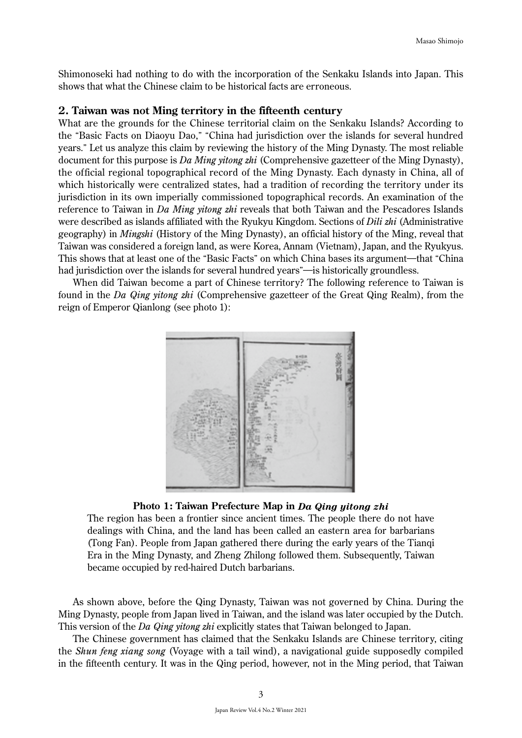Shimonoseki had nothing to do with the incorporation of the Senkaku Islands into Japan. This shows that what the Chinese claim to be historical facts are erroneous.

## 2. Taiwan was not Ming territory in the fifteenth century

What are the grounds for the Chinese territorial claim on the Senkaku Islands? According to the "Basic Facts on Diaoyu Dao," "China had jurisdiction over the islands for several hundred years." Let us analyze this claim by reviewing the history of the Ming Dynasty. The most reliable document for this purpose is *Da Ming yitong zhi* (Comprehensive gazetteer of the Ming Dynasty), the official regional topographical record of the Ming Dynasty. Each dynasty in China, all of which historically were centralized states, had a tradition of recording the territory under its jurisdiction in its own imperially commissioned topographical records. An examination of the reference to Taiwan in *Da Ming yitong zhi* reveals that both Taiwan and the Pescadores Islands were described as islands affiliated with the Ryukyu Kingdom. Sections of *Dili zhi* (Administrative geography) in *Mingshi* (History of the Ming Dynasty), an official history of the Ming, reveal that Taiwan was considered a foreign land, as were Korea, Annam (Vietnam), Japan, and the Ryukyus. This shows that at least one of the "Basic Facts" on which China bases its argument—that "China had jurisdiction over the islands for several hundred years"—is historically groundless.

When did Taiwan become a part of Chinese territory? The following reference to Taiwan is found in the *Da Qing yitong zhi* (Comprehensive gazetteer of the Great Qing Realm), from the reign of Emperor Qianlong (see photo 1):

**Photo 1: Taiwan Prefecture Map in *Da Qing yitong zhi***

> The region has been a frontier since ancient times. The people there do not have dealings with China, and the land has been called an eastern area for barbarians (Tong Fan). People from Japan gathered there during the early years of the Tianqi Era in the Ming Dynasty, and Zheng Zhilong followed them. Subsequently, Taiwan became occupied by red-haired Dutch barbarians.

As shown above, before the Qing Dynasty, Taiwan was not governed by China. During the Ming Dynasty, people from Japan lived in Taiwan, and the island was later occupied by the Dutch. This version of the *Da Qing yitong zhi* explicitly states that Taiwan belonged to Japan.

The Chinese government has claimed that the Senkaku Islands are Chinese territory, citing the *Shun feng xiang song* (Voyage with a tail wind), a navigational guide supposedly compiled in the fifteenth century. It was in the Qing period, however, not in the Ming period, that Taiwan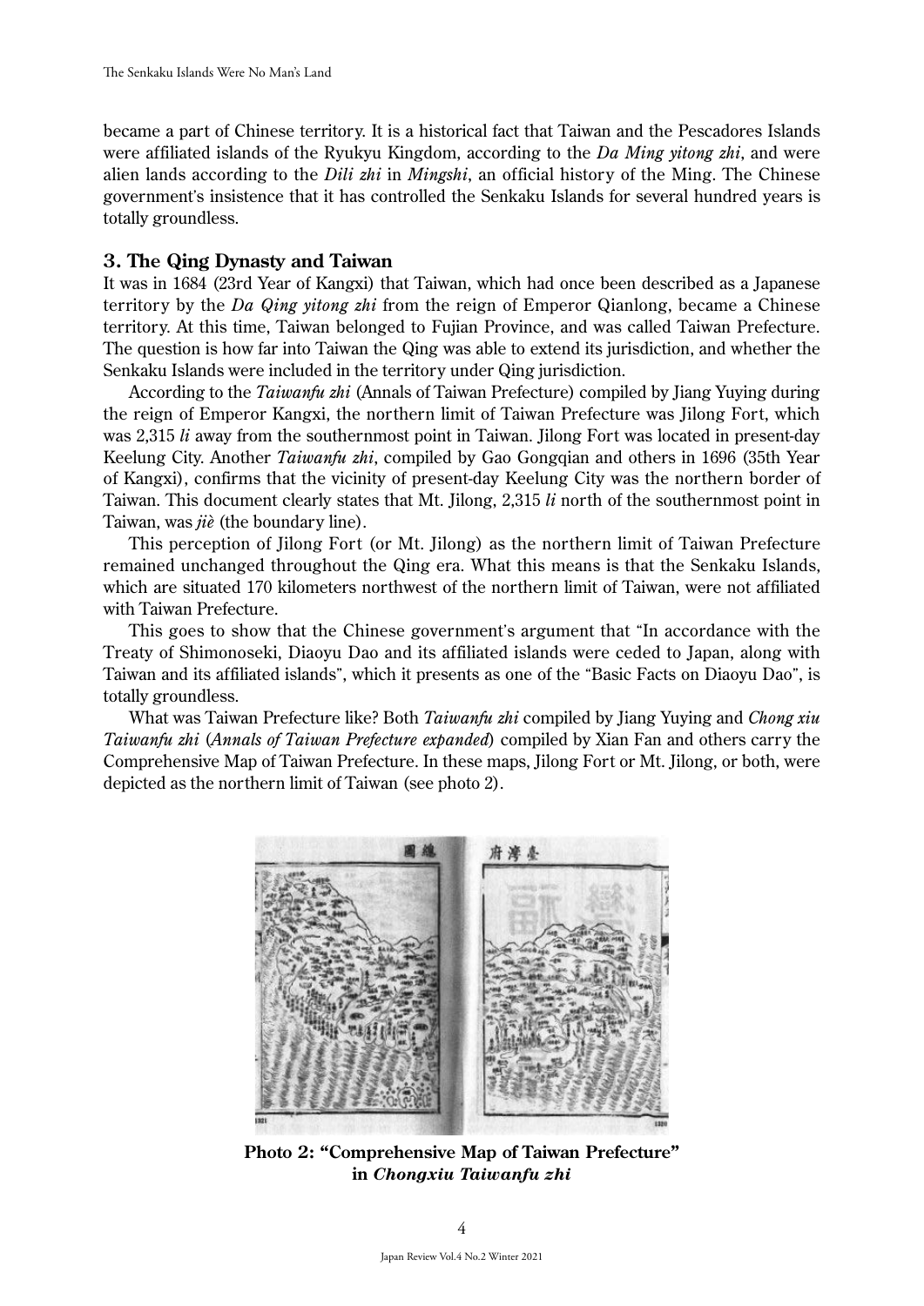became a part of Chinese territory. It is a historical fact that Taiwan and the Pescadores Islands were affiliated islands of the Ryukyu Kingdom, according to the *Da Ming yitong zhi*, and were alien lands according to the *Dili zhi* in *Mingshi*, an official history of the Ming. The Chinese government's insistence that it has controlled the Senkaku Islands for several hundred years is totally groundless.

### 3. The Qing Dynasty and Taiwan

It was in 1684 (23rd Year of Kangxi) that Taiwan, which had once been described as a Japanese territory by the *Da Qing yitong zhi* from the reign of Emperor Qianlong, became a Chinese territory. At this time, Taiwan belonged to Fujian Province, and was called Taiwan Prefecture. The question is how far into Taiwan the Qing was able to extend its jurisdiction, and whether the Senkaku Islands were included in the territory under Qing jurisdiction.

According to the *Taiwanfu zhi* (Annals of Taiwan Prefecture) compiled by Jiang Yuying during the reign of Emperor Kangxi, the northern limit of Taiwan Prefecture was Jilong Fort, which was 2,315 *li* away from the southernmost point in Taiwan. Jilong Fort was located in present-day Keelung City. Another *Taiwanfu zhi*, compiled by Gao Gongqian and others in 1696 (35th Year of Kangxi), confirms that the vicinity of present-day Keelung City was the northern border of Taiwan. This document clearly states that Mt. Jilong, 2,315 *li* north of the southernmost point in Taiwan, was *jiè* (the boundary line).

This perception of Jilong Fort (or Mt. Jilong) as the northern limit of Taiwan Prefecture remained unchanged throughout the Qing era. What this means is that the Senkaku Islands, which are situated 170 kilometers northwest of the northern limit of Taiwan, were not affiliated with Taiwan Prefecture.

This goes to show that the Chinese government's argument that "In accordance with the Treaty of Shimonoseki, Diaoyu Dao and its affiliated islands were ceded to Japan, along with Taiwan and its affiliated islands", which it presents as one of the "Basic Facts on Diaoyu Dao", is totally groundless.

What was Taiwan Prefecture like? Both *Taiwanfu zhi* compiled by Jiang Yuying and *Chong xiu Taiwanfu zhi* (*Annals of Taiwan Prefecture expanded*) compiled by Xian Fan and others carry the Comprehensive Map of Taiwan Prefecture. In these maps, Jilong Fort or Mt. Jilong, or both, were depicted as the northern limit of Taiwan (see photo 2).

**Photo 2: "Comprehensive Map of Taiwan Prefecture" in *Chongxiu Taiwanfu zhi***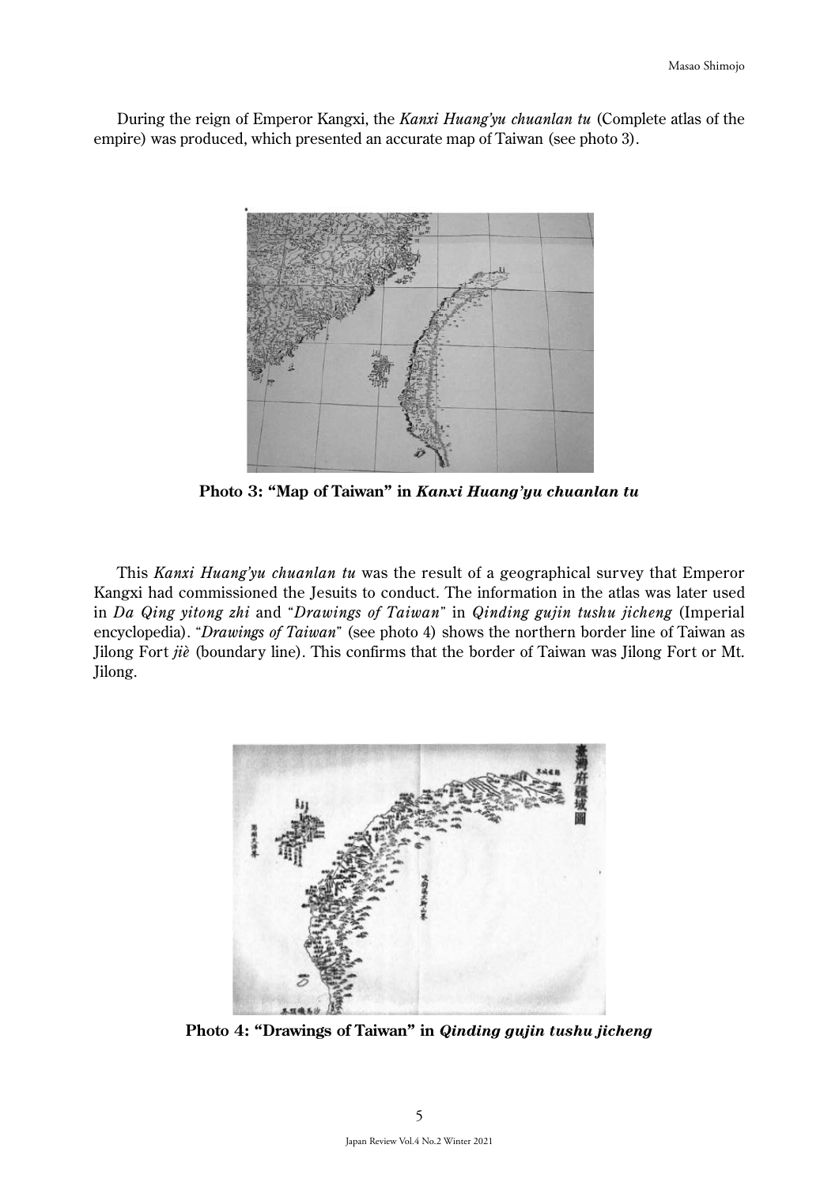During the reign of Emperor Kangxi, the *Kanxi Huang'yu chuanlan tu* (Complete atlas of the empire) was produced, which presented an accurate map of Taiwan (see photo 3).

**Photo 3: "Map of Taiwan" in *Kanxi Huang'yu chuanlan tu***

This *Kanxi Huang'yu chuanlan tu* was the result of a geographical survey that Emperor Kangxi had commissioned the Jesuits to conduct. The information in the atlas was later used in *Da Qing yitong zhi* and "*Drawings of Taiwan*" in *Qinding gujin tushu jicheng* (Imperial encyclopedia). "*Drawings of Taiwan*" (see photo 4) shows the northern border line of Taiwan as Jilong Fort *jiè* (boundary line). This confirms that the border of Taiwan was Jilong Fort or Mt. Jilong.

**Photo 4: "Drawings of Taiwan" in *Qinding gujin tushu jicheng***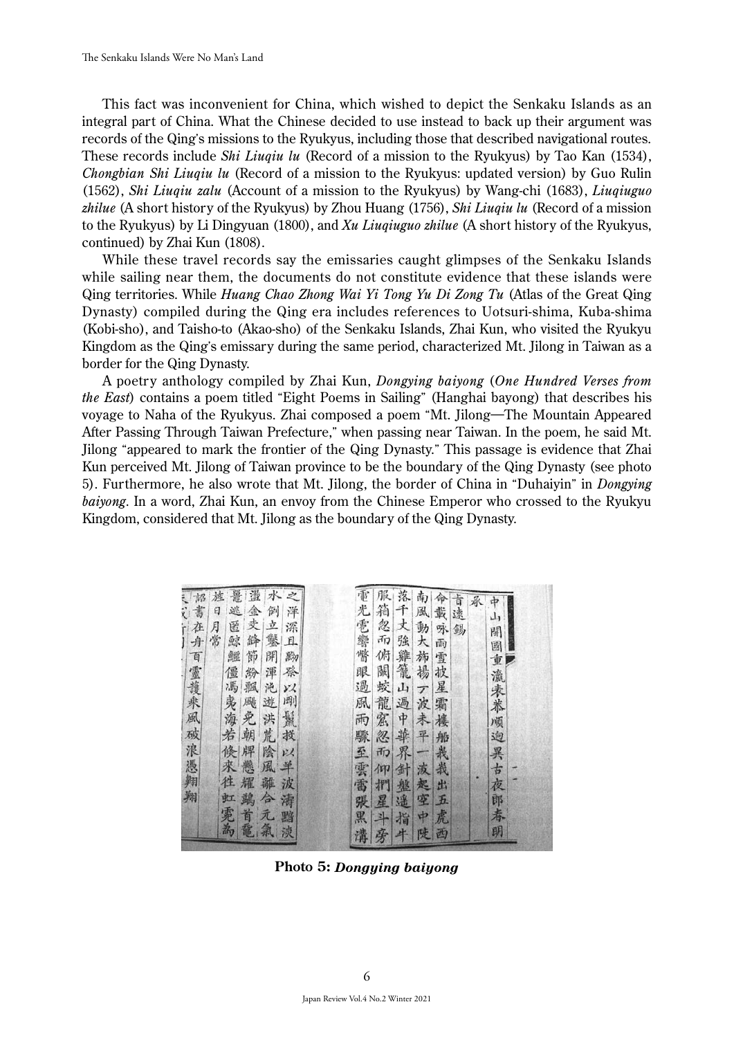This fact was inconvenient for China, which wished to depict the Senkaku Islands as an integral part of China. What the Chinese decided to use instead to back up their argument was records of the Qing's missions to the Ryukyus, including those that described navigational routes. These records include *Shi Liuqiu lu* (Record of a mission to the Ryukyus) by Tao Kan (1534), *Chongbian Shi Liuqiu lu* (Record of a mission to the Ryukyus: updated version) by Guo Rulin (1562), *Shi Liuqiu zalu* (Account of a mission to the Ryukyus) by Wang-chi (1683), *Liuqiuguo zhilue* (A short history of the Ryukyus) by Zhou Huang (1756), *Shi Liuqiu lu* (Record of a mission to the Ryukyus) by Li Dingyuan (1800), and *Xu Liuqiuguo zhilue* (A short history of the Ryukyus, continued) by Zhai Kun (1808).

While these travel records say the emissaries caught glimpses of the Senkaku Islands while sailing near them, the documents do not constitute evidence that these islands were Qing territories. While *Huang Chao Zhong Wai Yi Tong Yu Di Zong Tu* (Atlas of the Great Qing Dynasty) compiled during the Qing era includes references to Uotsuri-shima, Kuba-shima (Kobi-sho), and Taisho-to (Akao-sho) of the Senkaku Islands, Zhai Kun, who visited the Ryukyu Kingdom as the Qing's emissary during the same period, characterized Mt. Jilong in Taiwan as a border for the Qing Dynasty.

A poetry anthology compiled by Zhai Kun, *Dongying baiyong* (*One Hundred Verses from the East*) contains a poem titled "Eight Poems in Sailing" (Hanghai bayong) that describes his voyage to Naha of the Ryukyus. Zhai composed a poem "Mt. Jilong—The Mountain Appeared After Passing Through Taiwan Prefecture," when passing near Taiwan. In the poem, he said Mt. Jilong "appeared to mark the frontier of the Qing Dynasty." This passage is evidence that Zhai Kun perceived Mt. Jilong of Taiwan province to be the boundary of the Qing Dynasty (see photo 5). Furthermore, he also wrote that Mt. Jilong, the border of China in "Duhaiyin" in *Dongying baiyong*. In a word, Zhai Kun, an envoy from the Chinese Emperor who crossed to the Ryukyu Kingdom, considered that Mt. Jilong as the boundary of the Qing Dynasty.

**Photo 5:** ***Dongying baiyong***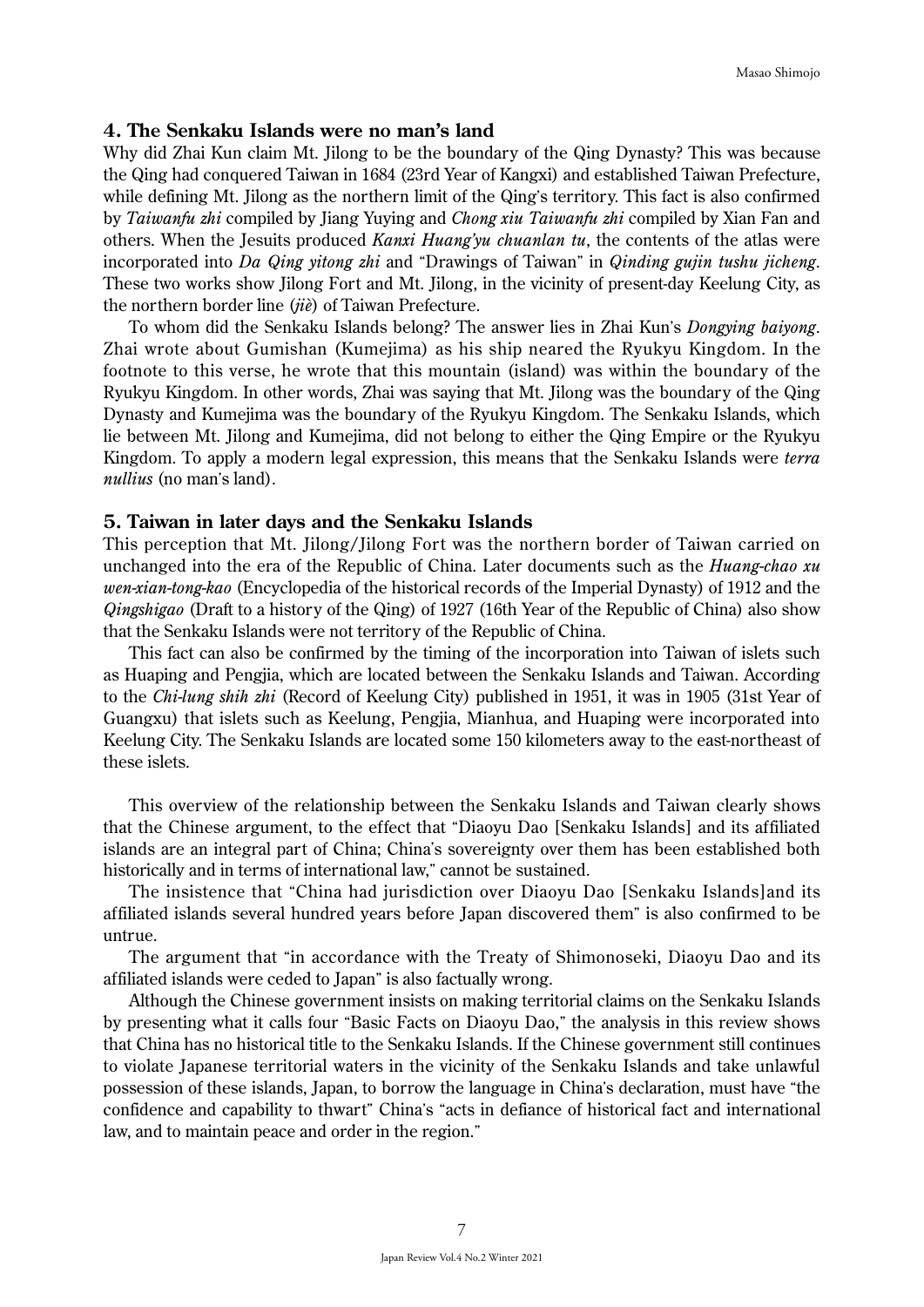## 4. The Senkaku Islands were no man's land

Why did Zhai Kun claim Mt. Jilong to be the boundary of the Qing Dynasty? This was because the Qing had conquered Taiwan in 1684 (23rd Year of Kangxi) and established Taiwan Prefecture, while defining Mt. Jilong as the northern limit of the Qing's territory. This fact is also confirmed by *Taiwanfu zhi* compiled by Jiang Yuying and *Chong xiu Taiwanfu zhi* compiled by Xian Fan and others. When the Jesuits produced *Kanxi Huang'yu chuanlan tu*, the contents of the atlas were incorporated into *Da Qing yitong zhi* and "Drawings of Taiwan" in *Qinding gujin tushu jicheng*. These two works show Jilong Fort and Mt. Jilong, in the vicinity of present-day Keelung City, as the northern border line (*jiè*) of Taiwan Prefecture.

To whom did the Senkaku Islands belong? The answer lies in Zhai Kun's *Dongying baiyong*. Zhai wrote about Gumishan (Kumejima) as his ship neared the Ryukyu Kingdom. In the footnote to this verse, he wrote that this mountain (island) was within the boundary of the Ryukyu Kingdom. In other words, Zhai was saying that Mt. Jilong was the boundary of the Qing Dynasty and Kumejima was the boundary of the Ryukyu Kingdom. The Senkaku Islands, which lie between Mt. Jilong and Kumejima, did not belong to either the Qing Empire or the Ryukyu Kingdom. To apply a modern legal expression, this means that the Senkaku Islands were *terra nullius* (no man's land).

## 5. Taiwan in later days and the Senkaku Islands

This perception that Mt. Jilong/Jilong Fort was the northern border of Taiwan carried on unchanged into the era of the Republic of China. Later documents such as the *Huang-chao xu wen-xian-tong-kao* (Encyclopedia of the historical records of the Imperial Dynasty) of 1912 and the *Qingshigao* (Draft to a history of the Qing) of 1927 (16th Year of the Republic of China) also show that the Senkaku Islands were not territory of the Republic of China.

This fact can also be confirmed by the timing of the incorporation into Taiwan of islets such as Huaping and Pengjia, which are located between the Senkaku Islands and Taiwan. According to the *Chi-lung shih zhi* (Record of Keelung City) published in 1951, it was in 1905 (31st Year of Guangxu) that islets such as Keelung, Pengjia, Mianhua, and Huaping were incorporated into Keelung City. The Senkaku Islands are located some 150 kilometers away to the east-northeast of these islets.

This overview of the relationship between the Senkaku Islands and Taiwan clearly shows that the Chinese argument, to the effect that "Diaoyu Dao [Senkaku Islands] and its affiliated islands are an integral part of China; China's sovereignty over them has been established both historically and in terms of international law," cannot be sustained.

The insistence that "China had jurisdiction over Diaoyu Dao [Senkaku Islands]and its affiliated islands several hundred years before Japan discovered them" is also confirmed to be untrue.

The argument that "in accordance with the Treaty of Shimonoseki, Diaoyu Dao and its affiliated islands were ceded to Japan" is also factually wrong.

Although the Chinese government insists on making territorial claims on the Senkaku Islands by presenting what it calls four "Basic Facts on Diaoyu Dao," the analysis in this review shows that China has no historical title to the Senkaku Islands. If the Chinese government still continues to violate Japanese territorial waters in the vicinity of the Senkaku Islands and take unlawful possession of these islands, Japan, to borrow the language in China's declaration, must have "the confidence and capability to thwart" China's "acts in defiance of historical fact and international law, and to maintain peace and order in the region."